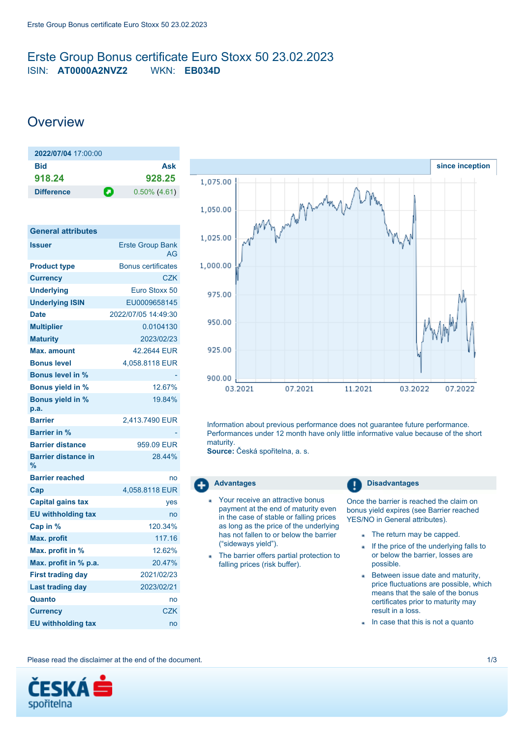# Erste Group Bonus certificate Euro Stoxx 50 23.02.2023

ISIN: **AT0000A2NVZ2** WKN: **EB034D**

## Overview

| 2022/07/04 17:00:00 | |
|---|---|
| **Bid** | **Ask** |
| **918.24** | **928.25** |
| **Difference** | 0.50% (4.61) |

| General attributes | |
|---|---|
| **Issuer** | Erste Group Bank AG |
| **Product type** | Bonus certificates |
| **Currency** | CZK |
| **Underlying** | Euro Stoxx 50 |
| **Underlying ISIN** | EU0009658145 |
| **Date** | 2022/07/05 14:49:30 |
| **Multiplier** | 0.0104130 |
| **Maturity** | 2023/02/23 |
| **Max. amount** | 42.2644 EUR |
| **Bonus level** | 4,058.8118 EUR |
| **Bonus level in %** | - |
| **Bonus yield in %** | 12.67% |
| **Bonus yield in % p.a.** | 19.84% |
| **Barrier** | 2,413.7490 EUR |
| **Barrier in %** | - |
| **Barrier distance** | 959.09 EUR |
| **Barrier distance in %** | 28.44% |
| **Barrier reached** | no |
| **Cap** | 4,058.8118 EUR |
| **Capital gains tax** | yes |
| **EU withholding tax** | no |
| **Cap in %** | 120.34% |
| **Max. profit** | 117.16 |
| **Max. profit in %** | 12.62% |
| **Max. profit in % p.a.** | 20.47% |
| **First trading day** | 2021/02/23 |
| **Last trading day** | 2023/02/21 |
| **Quanto** | no |
| **Currency** | CZK |
| **EU withholding tax** | no |

Information about previous performance does not guarantee future performance. Performances under 12 month have only little informative value because of the short maturity.
**Source:** Česká spořitelna, a. s.

### Advantages

- Your receive an attractive bonus payment at the end of maturity even in the case of stable or falling prices as long as the price of the underlying has not fallen to or below the barrier ("sideways yield").
- The barrier offers partial protection to falling prices (risk buffer).

### Disadvantages

Once the barrier is reached the claim on bonus yield expires (see Barrier reached YES/NO in General attributes).

- The return may be capped.
- If the price of the underlying falls to or below the barrier, losses are possible.
- Between issue date and maturity, price fluctuations are possible, which means that the sale of the bonus certificates prior to maturity may result in a loss.
- In case that this is not a quanto

Please read the disclaimer at the end of the document.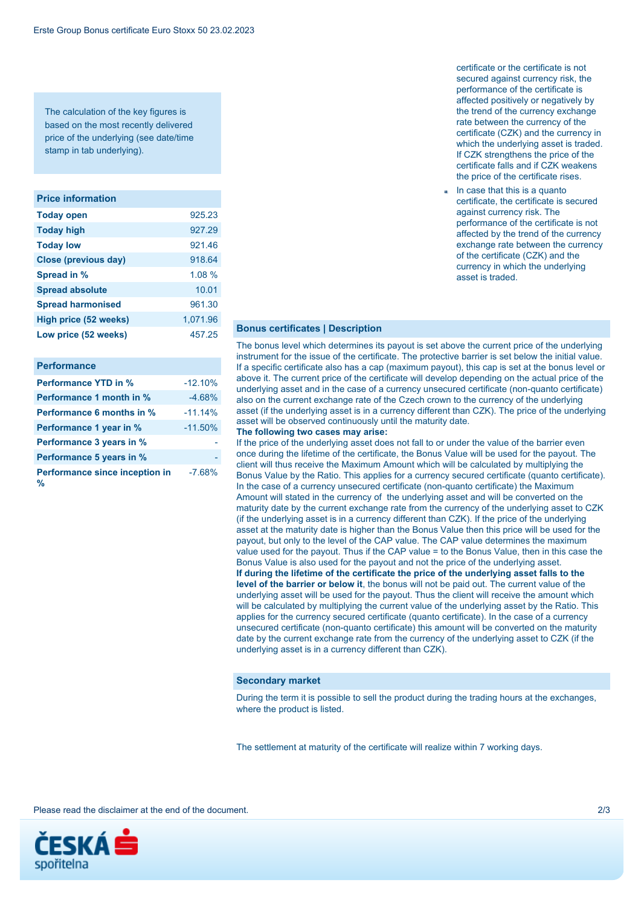The calculation of the key figures is based on the most recently delivered price of the underlying (see date/time stamp in tab underlying).

| Price information | |
|---|---|
| **Today open** | 925.23 |
| **Today high** | 927.29 |
| **Today low** | 921.46 |
| **Close (previous day)** | 918.64 |
| **Spread in %** | 1.08 % |
| **Spread absolute** | 10.01 |
| **Spread harmonised** | 961.30 |
| **High price (52 weeks)** | 1,071.96 |
| **Low price (52 weeks)** | 457.25 |

| Performance | |
|---|---|
| **Performance YTD in %** | -12.10% |
| **Performance 1 month in %** | -4.68% |
| **Performance 6 months in %** | -11.14% |
| **Performance 1 year in %** | -11.50% |
| **Performance 3 years in %** | - |
| **Performance 5 years in %** | - |
| **Performance since inception in %** | -7.68% |

certificate or the certificate is not secured against currency risk, the performance of the certificate is affected positively or negatively by the trend of the currency exchange rate between the currency of the certificate (CZK) and the currency in which the underlying asset is traded. If CZK strengthens the price of the certificate falls and if CZK weakens the price of the certificate rises.

- In case that this is a quanto certificate, the certificate is secured against currency risk. The performance of the certificate is not affected by the trend of the currency exchange rate between the currency of the certificate (CZK) and the currency in which the underlying asset is traded.

## Bonus certificates | Description

The bonus level which determines its payout is set above the current price of the underlying instrument for the issue of the certificate. The protective barrier is set below the initial value. If a specific certificate also has a cap (maximum payout), this cap is set at the bonus level or above it. The current price of the certificate will develop depending on the actual price of the underlying asset and in the case of a currency unsecured certificate (non-quanto certificate) also on the current exchange rate of the Czech crown to the currency of the underlying asset (if the underlying asset is in a currency different than CZK). The price of the underlying asset will be observed continuously until the maturity date.

**The following two cases may arise:**

If the price of the underlying asset does not fall to or under the value of the barrier even once during the lifetime of the certificate, the Bonus Value will be used for the payout. The client will thus receive the Maximum Amount which will be calculated by multiplying the Bonus Value by the Ratio. This applies for a currency secured certificate (quanto certificate). In the case of a currency unsecured certificate (non-quanto certificate) the Maximum Amount will stated in the currency of the underlying asset and will be converted on the maturity date by the current exchange rate from the currency of the underlying asset to CZK (if the underlying asset is in a currency different than CZK). If the price of the underlying asset at the maturity date is higher than the Bonus Value then this price will be used for the payout, but only to the level of the CAP value. The CAP value determines the maximum value used for the payout. Thus if the CAP value = to the Bonus Value, then in this case the Bonus Value is also used for the payout and not the price of the underlying asset.

**If during the lifetime of the certificate the price of the underlying asset falls to the level of the barrier or below it**, the bonus will not be paid out. The current value of the underlying asset will be used for the payout. Thus the client will receive the amount which will be calculated by multiplying the current value of the underlying asset by the Ratio. This applies for the currency secured certificate (quanto certificate). In the case of a currency unsecured certificate (non-quanto certificate) this amount will be converted on the maturity date by the current exchange rate from the currency of the underlying asset to CZK (if the underlying asset is in a currency different than CZK).

## Secondary market

During the term it is possible to sell the product during the trading hours at the exchanges, where the product is listed.

The settlement at maturity of the certificate will realize within 7 working days.

Please read the disclaimer at the end of the document.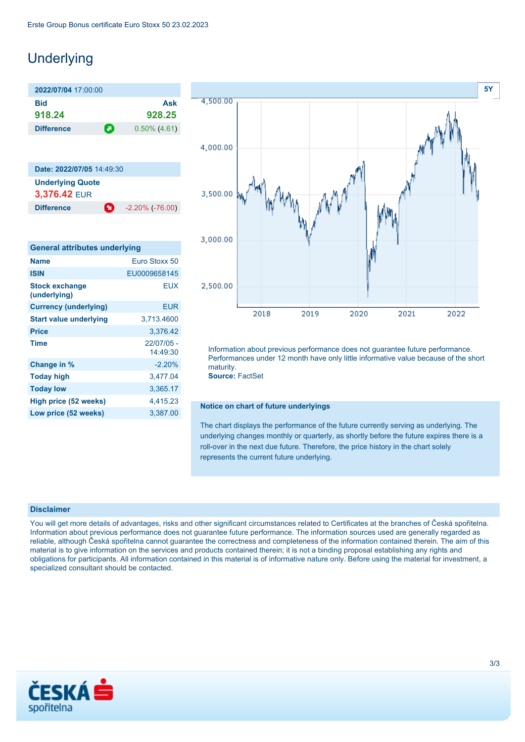# Underlying

| **2022/07/04** 17:00:00 | |
|---|---|
| **Bid** | **Ask** |
| **918.24** | **928.25** |
| **Difference** | 0.50% (4.61) |

| **Date: 2022/07/05** 14:49:30 | |
|---|---|
| **Underlying Quote** | |
| **3,376.42** EUR | |
| **Difference** | -2.20% (-76.00) |

5Y

4,500.00
4,000.00
3,500.00
3,000.00
2,500.00

2018 2019 2020 2021 2022

| General attributes underlying | |
|---|---|
| **Name** | Euro Stoxx 50 |
| **ISIN** | EU0009658145 |
| **Stock exchange (underlying)** | EUX |
| **Currency (underlying)** | EUR |
| **Start value underlying** | 3,713.4600 |
| **Price** | 3,376.42 |
| **Time** | 22/07/05 - 14:49:30 |
| **Change in %** | -2.20% |
| **Today high** | 3,477.04 |
| **Today low** | 3,365.17 |
| **High price (52 weeks)** | 4,415.23 |
| **Low price (52 weeks)** | 3,387.00 |

Information about previous performance does not guarantee future performance. Performances under 12 month have only little informative value because of the short maturity.
**Source:** FactSet

### Notice on chart of future underlyings

The chart displays the performance of the future currently serving as underlying. The underlying changes monthly or quarterly, as shortly before the future expires there is a roll-over in the next due future. Therefore, the price history in the chart solely represents the current future underlying.

### Disclaimer

You will get more details of advantages, risks and other significant circumstances related to Certificates at the branches of Česká spořitelna. Information about previous performance does not guarantee future performance. The information sources used are generally regarded as reliable, although Česká spořitelna cannot guarantee the correctness and completeness of the information contained therein. The aim of this material is to give information on the services and products contained therein; it is not a binding proposal establishing any rights and obligations for participants. All information contained in this material is of informative nature only. Before using the material for investment, a specialized consultant should be contacted.